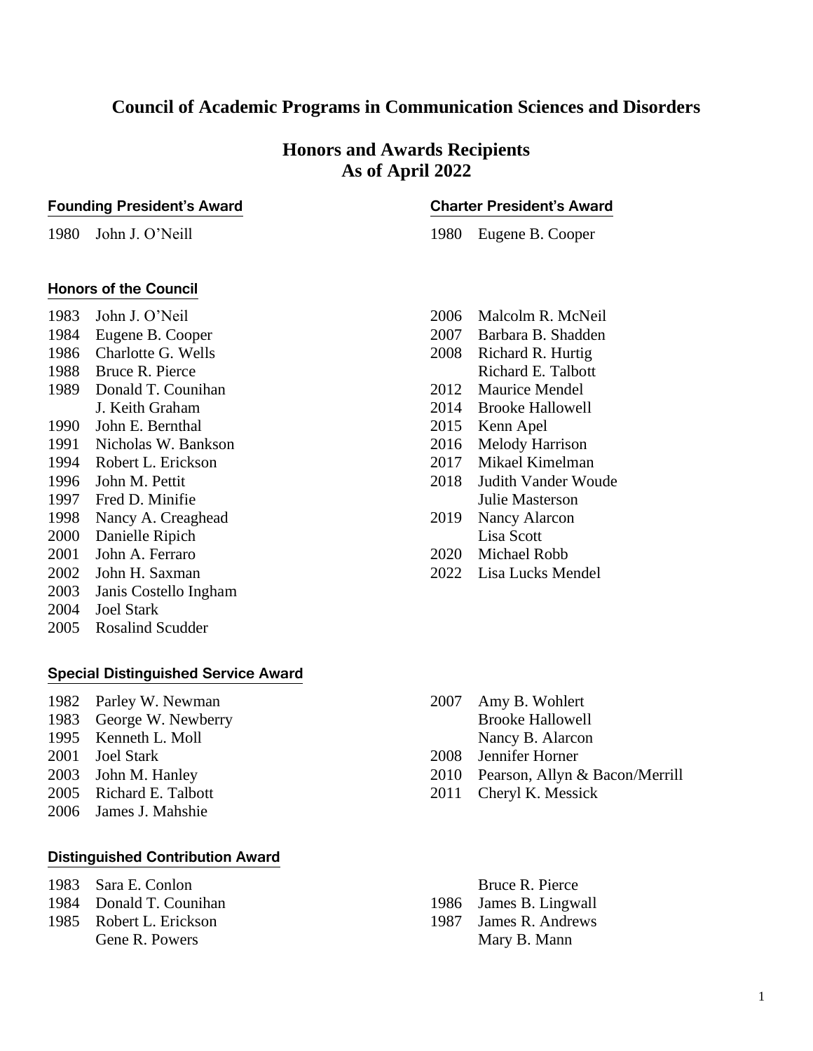# Council of Academic Programs in Communication Sciences and Disorders

## Honors and Awards Recipients
## As of April 2022

### Founding President's Award

1980 John J. O'Neill

### Charter President's Award

1980 Eugene B. Cooper

### Honors of the Council

1983 John J. O'Neil
1984 Eugene B. Cooper
1986 Charlotte G. Wells
1988 Bruce R. Pierce
1989 Donald T. Counihan
J. Keith Graham
1990 John E. Bernthal
1991 Nicholas W. Bankson
1994 Robert L. Erickson
1996 John M. Pettit
1997 Fred D. Minifie
1998 Nancy A. Creaghead
2000 Danielle Ripich
2001 John A. Ferraro
2002 John H. Saxman
2003 Janis Costello Ingham
2004 Joel Stark
2005 Rosalind Scudder
2006 Malcolm R. McNeil
2007 Barbara B. Shadden
2008 Richard R. Hurtig
Richard E. Talbott
2012 Maurice Mendel
2014 Brooke Hallowell
2015 Kenn Apel
2016 Melody Harrison
2017 Mikael Kimelman
2018 Judith Vander Woude
Julie Masterson
2019 Nancy Alarcon
Lisa Scott
2020 Michael Robb
2022 Lisa Lucks Mendel

### Special Distinguished Service Award

1982 Parley W. Newman
1983 George W. Newberry
1995 Kenneth L. Moll
2001 Joel Stark
2003 John M. Hanley
2005 Richard E. Talbott
2006 James J. Mahshie
2007 Amy B. Wohlert
Brooke Hallowell
Nancy B. Alarcon
2008 Jennifer Horner
2010 Pearson, Allyn & Bacon/Merrill
2011 Cheryl K. Messick

### Distinguished Contribution Award

1983 Sara E. Conlon
1984 Donald T. Counihan
1985 Robert L. Erickson
Gene R. Powers
Bruce R. Pierce
1986 James B. Lingwall
1987 James R. Andrews
Mary B. Mann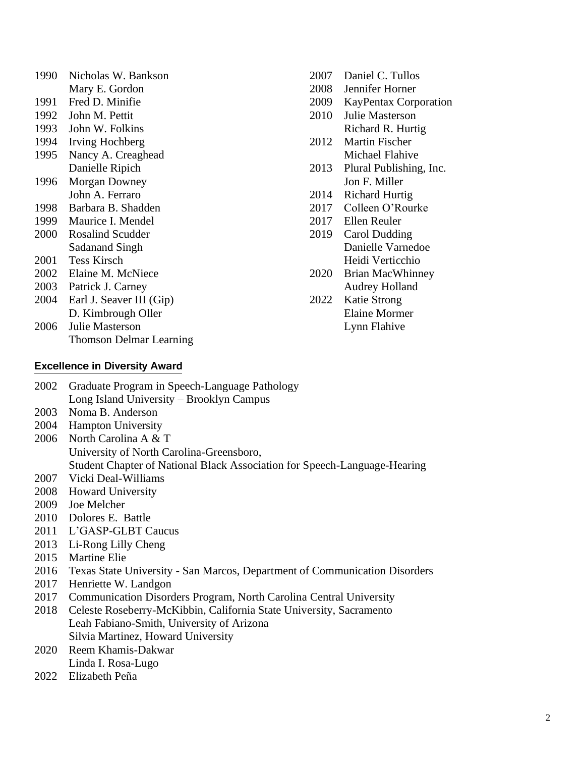1990 Nicholas W. Bankson
Mary E. Gordon
1991 Fred D. Minifie
1992 John M. Pettit
1993 John W. Folkins
1994 Irving Hochberg
1995 Nancy A. Creaghead
Danielle Ripich
1996 Morgan Downey
John A. Ferraro
1998 Barbara B. Shadden
1999 Maurice I. Mendel
2000 Rosalind Scudder
Sadanand Singh
2001 Tess Kirsch
2002 Elaine M. McNiece
2003 Patrick J. Carney
2004 Earl J. Seaver III (Gip)
D. Kimbrough Oller
2006 Julie Masterson
Thomson Delmar Learning
2007 Daniel C. Tullos
2008 Jennifer Horner
2009 KayPentax Corporation
2010 Julie Masterson
Richard R. Hurtig
2012 Martin Fischer
Michael Flahive
2013 Plural Publishing, Inc.
Jon F. Miller
2014 Richard Hurtig
2017 Colleen O'Rourke
2017 Ellen Reuler
2019 Carol Dudding
Danielle Varnedoe
Heidi Verticchio
2020 Brian MacWhinney
Audrey Holland
2022 Katie Strong
Elaine Mormer
Lynn Flahive

## Excellence in Diversity Award

2002 Graduate Program in Speech-Language Pathology
Long Island University – Brooklyn Campus
2003 Noma B. Anderson
2004 Hampton University
2006 North Carolina A & T
University of North Carolina-Greensboro,
Student Chapter of National Black Association for Speech-Language-Hearing
2007 Vicki Deal-Williams
2008 Howard University
2009 Joe Melcher
2010 Dolores E. Battle
2011 L'GASP-GLBT Caucus
2013 Li-Rong Lilly Cheng
2015 Martine Elie
2016 Texas State University - San Marcos, Department of Communication Disorders
2017 Henriette W. Landgon
2017 Communication Disorders Program, North Carolina Central University
2018 Celeste Roseberry-McKibbin, California State University, Sacramento
Leah Fabiano-Smith, University of Arizona
Silvia Martinez, Howard University
2020 Reem Khamis-Dakwar
Linda I. Rosa-Lugo
2022 Elizabeth Peña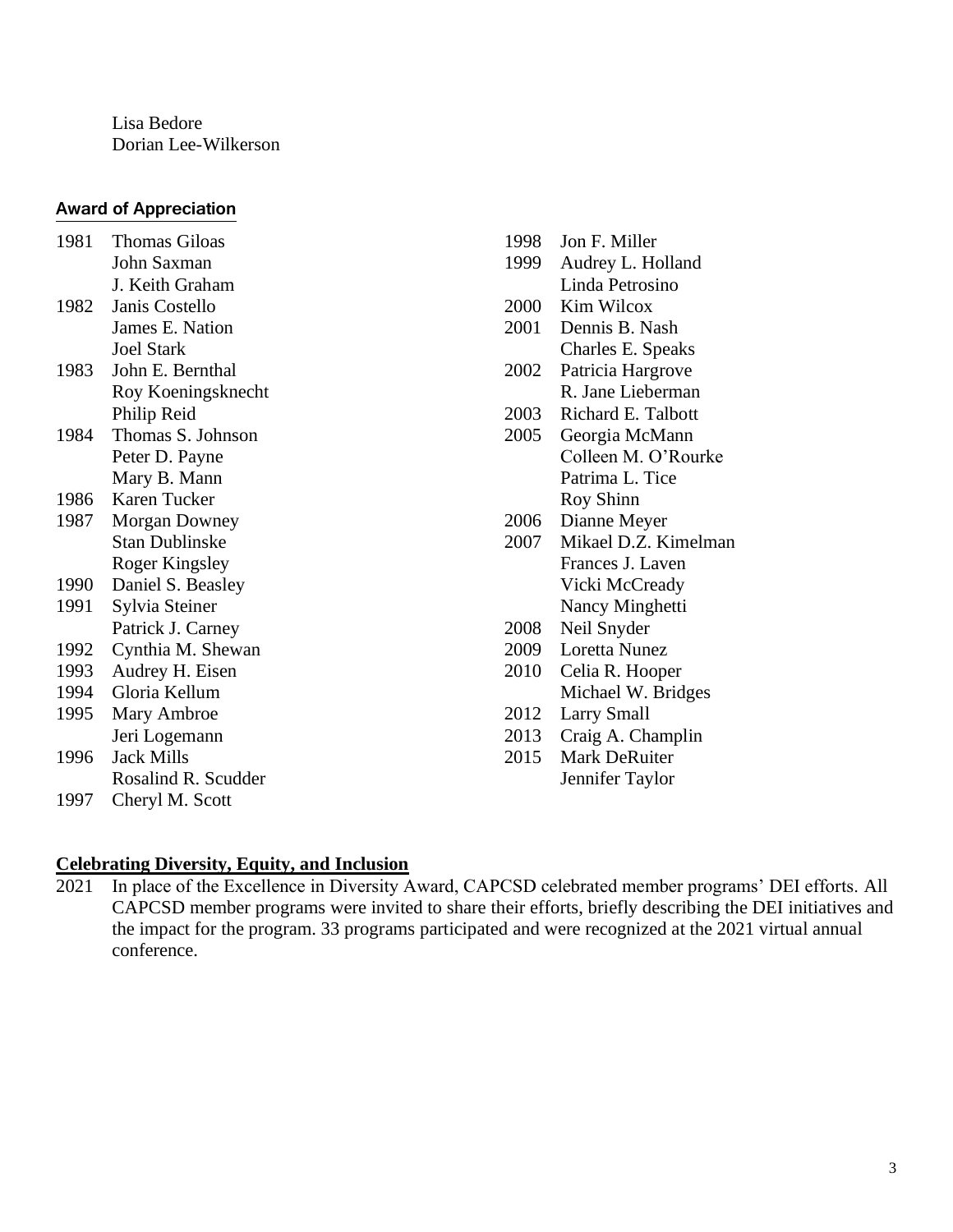Lisa Bedore
Dorian Lee-Wilkerson

## Award of Appreciation

| | |
|---|---|
| 1981 | Thomas Giloas |
| | John Saxman |
| | J. Keith Graham |
| 1982 | Janis Costello |
| | James E. Nation |
| | Joel Stark |
| 1983 | John E. Bernthal |
| | Roy Koeningsknecht |
| | Philip Reid |
| 1984 | Thomas S. Johnson |
| | Peter D. Payne |
| | Mary B. Mann |
| 1986 | Karen Tucker |
| 1987 | Morgan Downey |
| | Stan Dublinske |
| | Roger Kingsley |
| 1990 | Daniel S. Beasley |
| 1991 | Sylvia Steiner |
| | Patrick J. Carney |
| 1992 | Cynthia M. Shewan |
| 1993 | Audrey H. Eisen |
| 1994 | Gloria Kellum |
| 1995 | Mary Ambroe |
| | Jeri Logemann |
| 1996 | Jack Mills |
| | Rosalind R. Scudder |
| 1997 | Cheryl M. Scott |
| 1998 | Jon F. Miller |
| 1999 | Audrey L. Holland |
| | Linda Petrosino |
| 2000 | Kim Wilcox |
| 2001 | Dennis B. Nash |
| | Charles E. Speaks |
| 2002 | Patricia Hargrove |
| | R. Jane Lieberman |
| 2003 | Richard E. Talbott |
| 2005 | Georgia McMann |
| | Colleen M. O'Rourke |
| | Patrima L. Tice |
| | Roy Shinn |
| 2006 | Dianne Meyer |
| 2007 | Mikael D.Z. Kimelman |
| | Frances J. Laven |
| | Vicki McCready |
| | Nancy Minghetti |
| 2008 | Neil Snyder |
| 2009 | Loretta Nunez |
| 2010 | Celia R. Hooper |
| | Michael W. Bridges |
| 2012 | Larry Small |
| 2013 | Craig A. Champlin |
| 2015 | Mark DeRuiter |
| | Jennifer Taylor |

## Celebrating Diversity, Equity, and Inclusion

2021 In place of the Excellence in Diversity Award, CAPCSD celebrated member programs' DEI efforts. All CAPCSD member programs were invited to share their efforts, briefly describing the DEI initiatives and the impact for the program. 33 programs participated and were recognized at the 2021 virtual annual conference.